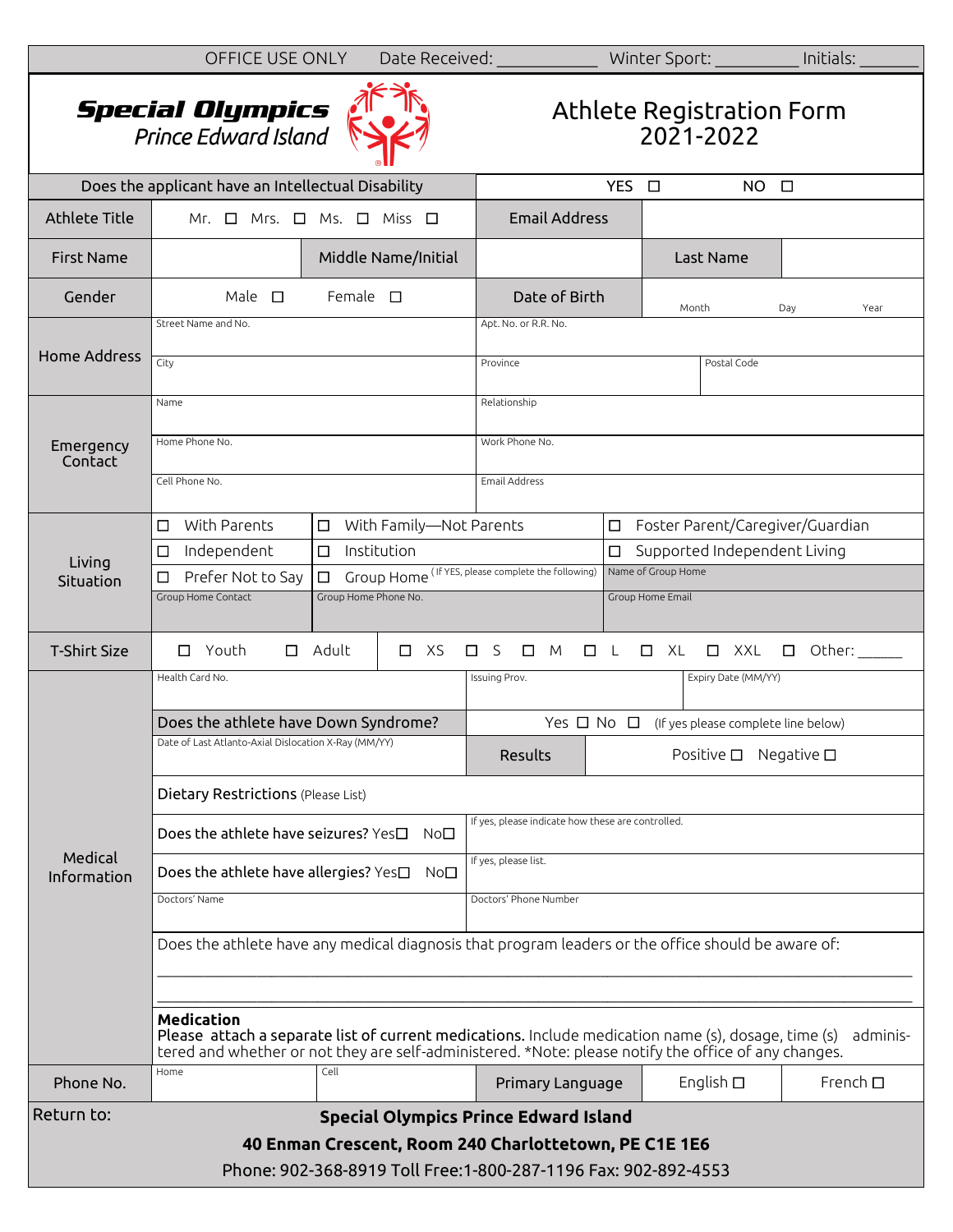OFFICE USE ONLY Date Received: ___________ Winter Sport: _________ Initials: _______

# Special Olympics Prince Edward Island

## Athlete Registration Form 2021-2022

| Does the applicant have an Intellectual Disability | YES ☐ NO ☐ | | |
|---|---|---|---|
| **Athlete Title** | Mr. ☐ Mrs. ☐ Ms. ☐ Miss ☐ | **Email Address** | |
| **First Name** | | **Middle Name/Initial** | | 
| **Last Name** | | | |
| **Gender** | Male ☐ Female ☐ | **Date of Birth** | Month Day Year |

| **Home Address** | |
|---|---|
| Street Name and No. | Apt. No. or R.R. No. |
| City | Province / Postal Code |

| **Emergency Contact** | |
|---|---|
| Name | Relationship |
| Home Phone No. | Work Phone No. |
| Cell Phone No. | Email Address |

| **Living Situation** | | |
|---|---|---|
| ☐ With Parents | ☐ With Family—Not Parents | ☐ Foster Parent/Caregiver/Guardian |
| ☐ Independent | ☐ Institution | ☐ Supported Independent Living |
| ☐ Prefer Not to Say | ☐ Group Home (If YES, please complete the following) | Name of Group Home |
| Group Home Contact | Group Home Phone No. | Group Home Email |

| **T-Shirt Size** | ☐ Youth ☐ Adult | ☐ XS ☐ S ☐ M ☐ L ☐ XL ☐ XXL ☐ Other: _____ |
|---|---|---|

**Medical Information**

| Health Card No. | Issuing Prov. | Expiry Date (MM/YY) |
|---|---|---|
| Does the athlete have Down Syndrome? | Yes ☐ No ☐ (If yes please complete line below) | |
| Date of Last Atlanto-Axial Dislocation X-Ray (MM/YY) | Results | Positive ☐ Negative ☐ |

Dietary Restrictions (Please List)

| Does the athlete have seizures? Yes☐ No☐ | If yes, please indicate how these are controlled. |
|---|---|
| Does the athlete have allergies? Yes☐ No☐ | If yes, please list. |
| Doctors' Name | Doctors' Phone Number |

Does the athlete have any medical diagnosis that program leaders or the office should be aware of:

______________________________________________________________________________

______________________________________________________________________________

**Medication**
**Please attach a separate list of current medications.** Include medication name (s), dosage, time (s) administered and whether or not they are self-administered. *Note: please notify the office of any changes.

| **Phone No.** | Home | Cell | **Primary Language** | English ☐ | French ☐ |
|---|---|---|---|---|---|

Return to:

**Special Olympics Prince Edward Island**
**40 Enman Crescent, Room 240 Charlottetown, PE C1E 1E6**
Phone: 902-368-8919 Toll Free:1-800-287-1196 Fax: 902-892-4553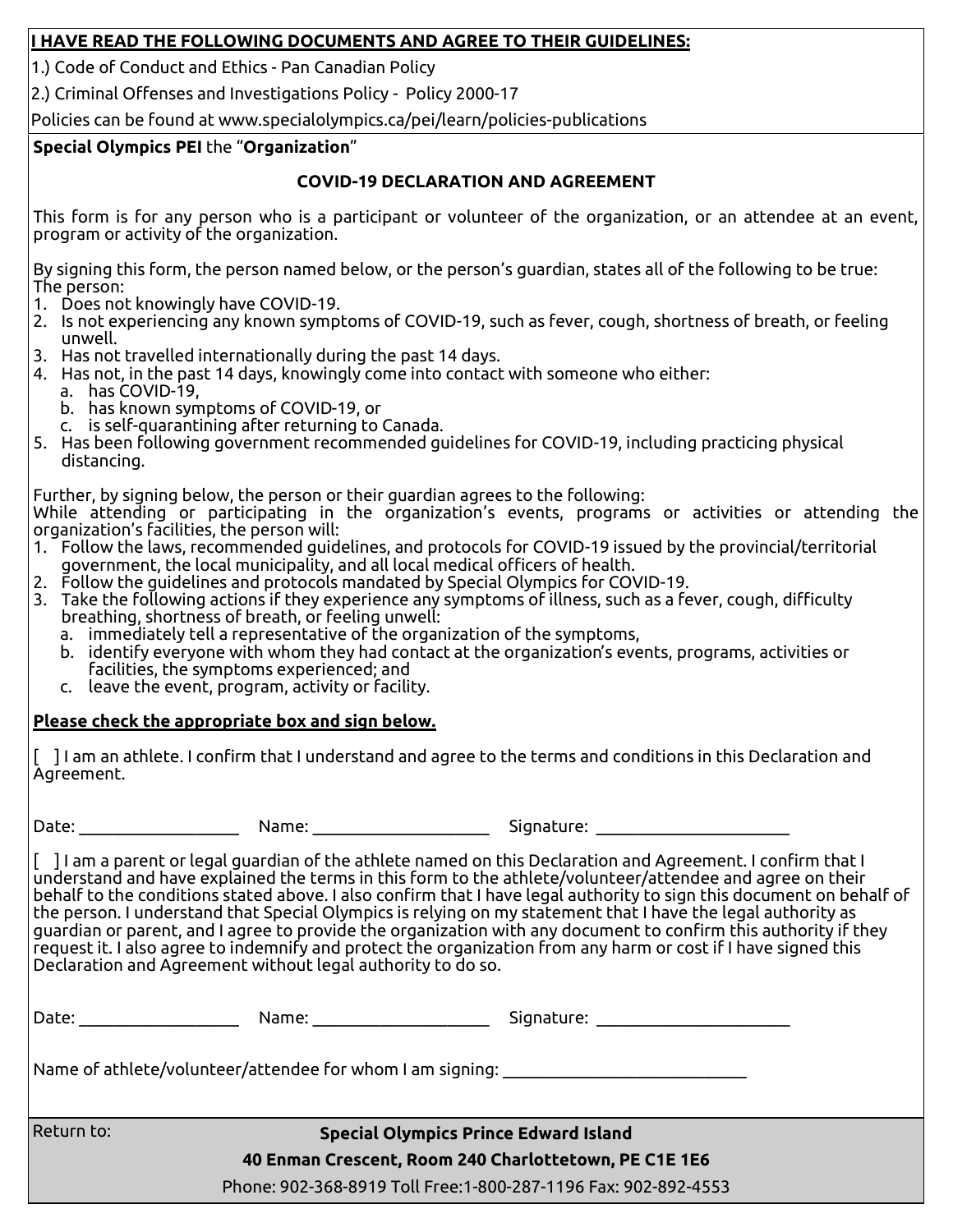**I HAVE READ THE FOLLOWING DOCUMENTS AND AGREE TO THEIR GUIDELINES:**

1.) Code of Conduct and Ethics - Pan Canadian Policy

2.) Criminal Offenses and Investigations Policy - Policy 2000-17

Policies can be found at www.specialolympics.ca/pei/learn/policies-publications

**Special Olympics PEI** the "**Organization**"

## COVID-19 DECLARATION AND AGREEMENT

This form is for any person who is a participant or volunteer of the organization, or an attendee at an event, program or activity of the organization.

By signing this form, the person named below, or the person's guardian, states all of the following to be true:

The person:

1. Does not knowingly have COVID-19.
2. Is not experiencing any known symptoms of COVID-19, such as fever, cough, shortness of breath, or feeling unwell.
3. Has not travelled internationally during the past 14 days.
4. Has not, in the past 14 days, knowingly come into contact with someone who either:
   a. has COVID-19,
   b. has known symptoms of COVID-19, or
   c. is self-quarantining after returning to Canada.
5. Has been following government recommended guidelines for COVID-19, including practicing physical distancing.

Further, by signing below, the person or their guardian agrees to the following:

While attending or participating in the organization's events, programs or activities or attending the organization's facilities, the person will:

1. Follow the laws, recommended guidelines, and protocols for COVID-19 issued by the provincial/territorial government, the local municipality, and all local medical officers of health.
2. Follow the guidelines and protocols mandated by Special Olympics for COVID-19.
3. Take the following actions if they experience any symptoms of illness, such as a fever, cough, difficulty breathing, shortness of breath, or feeling unwell:
   a. immediately tell a representative of the organization of the symptoms,
   b. identify everyone with whom they had contact at the organization's events, programs, activities or facilities, the symptoms experienced; and
   c. leave the event, program, activity or facility.

**Please check the appropriate box and sign below.**

[ ] I am an athlete. I confirm that I understand and agree to the terms and conditions in this Declaration and Agreement.

Date: __________________ Name: ____________________ Signature: ______________________

[ ] I am a parent or legal guardian of the athlete named on this Declaration and Agreement. I confirm that I understand and have explained the terms in this form to the athlete/volunteer/attendee and agree on their behalf to the conditions stated above. I also confirm that I have legal authority to sign this document on behalf of the person. I understand that Special Olympics is relying on my statement that I have the legal authority as guardian or parent, and I agree to provide the organization with any document to confirm this authority if they request it. I also agree to indemnify and protect the organization from any harm or cost if I have signed this Declaration and Agreement without legal authority to do so.

Date: __________________ Name: ____________________ Signature: ______________________

Name of athlete/volunteer/attendee for whom I am signing: ____________________________

Return to:

**Special Olympics Prince Edward Island**

**40 Enman Crescent, Room 240 Charlottetown, PE C1E 1E6**

Phone: 902-368-8919 Toll Free:1-800-287-1196 Fax: 902-892-4553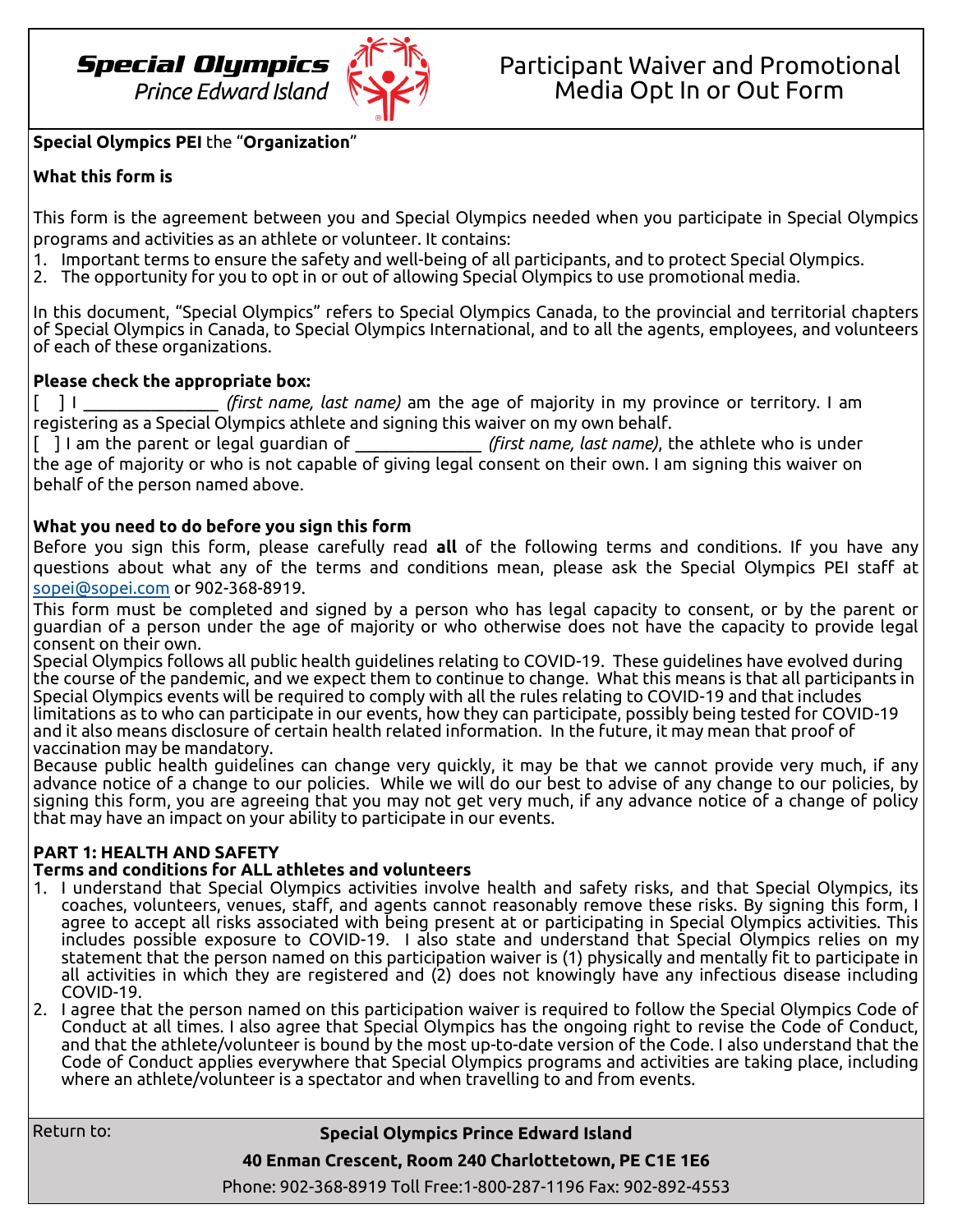**Special Olympics** *Prince Edward Island*

# Participant Waiver and Promotional Media Opt In or Out Form

**Special Olympics PEI** the "**Organization**"

**What this form is**

This form is the agreement between you and Special Olympics needed when you participate in Special Olympics programs and activities as an athlete or volunteer. It contains:

1. Important terms to ensure the safety and well-being of all participants, and to protect Special Olympics.
2. The opportunity for you to opt in or out of allowing Special Olympics to use promotional media.

In this document, "Special Olympics" refers to Special Olympics Canada, to the provincial and territorial chapters of Special Olympics in Canada, to Special Olympics International, and to all the agents, employees, and volunteers of each of these organizations.

**Please check the appropriate box:**

[ ] I _______________ *(first name, last name)* am the age of majority in my province or territory. I am registering as a Special Olympics athlete and signing this waiver on my own behalf.

[ ] I am the parent or legal guardian of ______________ *(first name, last name)*, the athlete who is under the age of majority or who is not capable of giving legal consent on their own. I am signing this waiver on behalf of the person named above.

**What you need to do before you sign this form**

Before you sign this form, please carefully read **all** of the following terms and conditions. If you have any questions about what any of the terms and conditions mean, please ask the Special Olympics PEI staff at sopei@sopei.com or 902-368-8919.

This form must be completed and signed by a person who has legal capacity to consent, or by the parent or guardian of a person under the age of majority or who otherwise does not have the capacity to provide legal consent on their own.

Special Olympics follows all public health guidelines relating to COVID-19. These guidelines have evolved during the course of the pandemic, and we expect them to continue to change. What this means is that all participants in Special Olympics events will be required to comply with all the rules relating to COVID-19 and that includes limitations as to who can participate in our events, how they can participate, possibly being tested for COVID-19 and it also means disclosure of certain health related information. In the future, it may mean that proof of vaccination may be mandatory.

Because public health guidelines can change very quickly, it may be that we cannot provide very much, if any advance notice of a change to our policies. While we will do our best to advise of any change to our policies, by signing this form, you are agreeing that you may not get very much, if any advance notice of a change of policy that may have an impact on your ability to participate in our events.

**PART 1: HEALTH AND SAFETY**

**Terms and conditions for ALL athletes and volunteers**

1. I understand that Special Olympics activities involve health and safety risks, and that Special Olympics, its coaches, volunteers, venues, staff, and agents cannot reasonably remove these risks. By signing this form, I agree to accept all risks associated with being present at or participating in Special Olympics activities. This includes possible exposure to COVID-19. I also state and understand that Special Olympics relies on my statement that the person named on this participation waiver is (1) physically and mentally fit to participate in all activities in which they are registered and (2) does not knowingly have any infectious disease including COVID-19.
2. I agree that the person named on this participation waiver is required to follow the Special Olympics Code of Conduct at all times. I also agree that Special Olympics has the ongoing right to revise the Code of Conduct, and that the athlete/volunteer is bound by the most up-to-date version of the Code. I also understand that the Code of Conduct applies everywhere that Special Olympics programs and activities are taking place, including where an athlete/volunteer is a spectator and when travelling to and from events.

Return to: **Special Olympics Prince Edward Island**

**40 Enman Crescent, Room 240 Charlottetown, PE C1E 1E6**

Phone: 902-368-8919 Toll Free:1-800-287-1196 Fax: 902-892-4553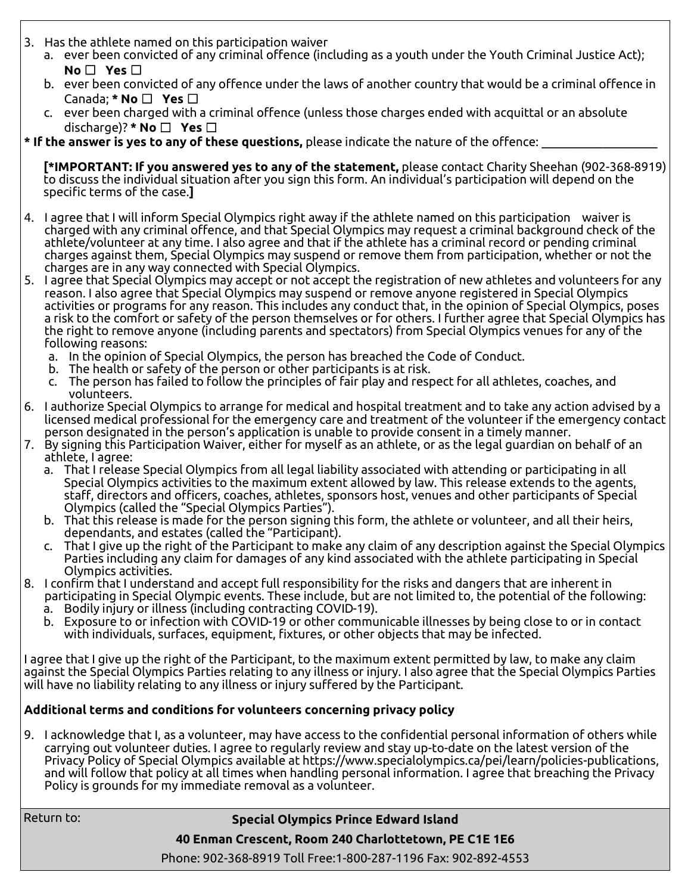3. Has the athlete named on this participation waiver
   a. ever been convicted of any criminal offence (including as a youth under the Youth Criminal Justice Act); **No ☐ Yes ☐**
   b. ever been convicted of any offence under the laws of another country that would be a criminal offence in Canada; *** No ☐ Yes ☐**
   c. ever been charged with a criminal offence (unless those charges ended with acquittal or an absolute discharge)? *** No ☐ Yes ☐**

**\* If the answer is yes to any of these questions,** please indicate the nature of the offence: ___________________

**[*IMPORTANT: If you answered yes to any of the statement,** please contact Charity Sheehan (902-368-8919) to discuss the individual situation after you sign this form. An individual's participation will depend on the specific terms of the case.**]**

4. I agree that I will inform Special Olympics right away if the athlete named on this participation waiver is charged with any criminal offence, and that Special Olympics may request a criminal background check of the athlete/volunteer at any time. I also agree and that if the athlete has a criminal record or pending criminal charges against them, Special Olympics may suspend or remove them from participation, whether or not the charges are in any way connected with Special Olympics.
5. I agree that Special Olympics may accept or not accept the registration of new athletes and volunteers for any reason. I also agree that Special Olympics may suspend or remove anyone registered in Special Olympics activities or programs for any reason. This includes any conduct that, in the opinion of Special Olympics, poses a risk to the comfort or safety of the person themselves or for others. I further agree that Special Olympics has the right to remove anyone (including parents and spectators) from Special Olympics venues for any of the following reasons:
   a. In the opinion of Special Olympics, the person has breached the Code of Conduct.
   b. The health or safety of the person or other participants is at risk.
   c. The person has failed to follow the principles of fair play and respect for all athletes, coaches, and volunteers.
6. I authorize Special Olympics to arrange for medical and hospital treatment and to take any action advised by a licensed medical professional for the emergency care and treatment of the volunteer if the emergency contact person designated in the person's application is unable to provide consent in a timely manner.
7. By signing this Participation Waiver, either for myself as an athlete, or as the legal guardian on behalf of an athlete, I agree:
   a. That I release Special Olympics from all legal liability associated with attending or participating in all Special Olympics activities to the maximum extent allowed by law. This release extends to the agents, staff, directors and officers, coaches, athletes, sponsors host, venues and other participants of Special Olympics (called the "Special Olympics Parties").
   b. That this release is made for the person signing this form, the athlete or volunteer, and all their heirs, dependants, and estates (called the "Participant).
   c. That I give up the right of the Participant to make any claim of any description against the Special Olympics Parties including any claim for damages of any kind associated with the athlete participating in Special Olympics activities.
8. I confirm that I understand and accept full responsibility for the risks and dangers that are inherent in participating in Special Olympic events. These include, but are not limited to, the potential of the following:
   a. Bodily injury or illness (including contracting COVID-19).
   b. Exposure to or infection with COVID-19 or other communicable illnesses by being close to or in contact with individuals, surfaces, equipment, fixtures, or other objects that may be infected.

I agree that I give up the right of the Participant, to the maximum extent permitted by law, to make any claim against the Special Olympics Parties relating to any illness or injury. I also agree that the Special Olympics Parties will have no liability relating to any illness or injury suffered by the Participant.

**Additional terms and conditions for volunteers concerning privacy policy**

9. I acknowledge that I, as a volunteer, may have access to the confidential personal information of others while carrying out volunteer duties. I agree to regularly review and stay up-to-date on the latest version of the Privacy Policy of Special Olympics available at https://www.specialolympics.ca/pei/learn/policies-publications, and will follow that policy at all times when handling personal information. I agree that breaching the Privacy Policy is grounds for my immediate removal as a volunteer.

Return to:

**Special Olympics Prince Edward Island**

**40 Enman Crescent, Room 240 Charlottetown, PE C1E 1E6**

Phone: 902-368-8919 Toll Free:1-800-287-1196 Fax: 902-892-4553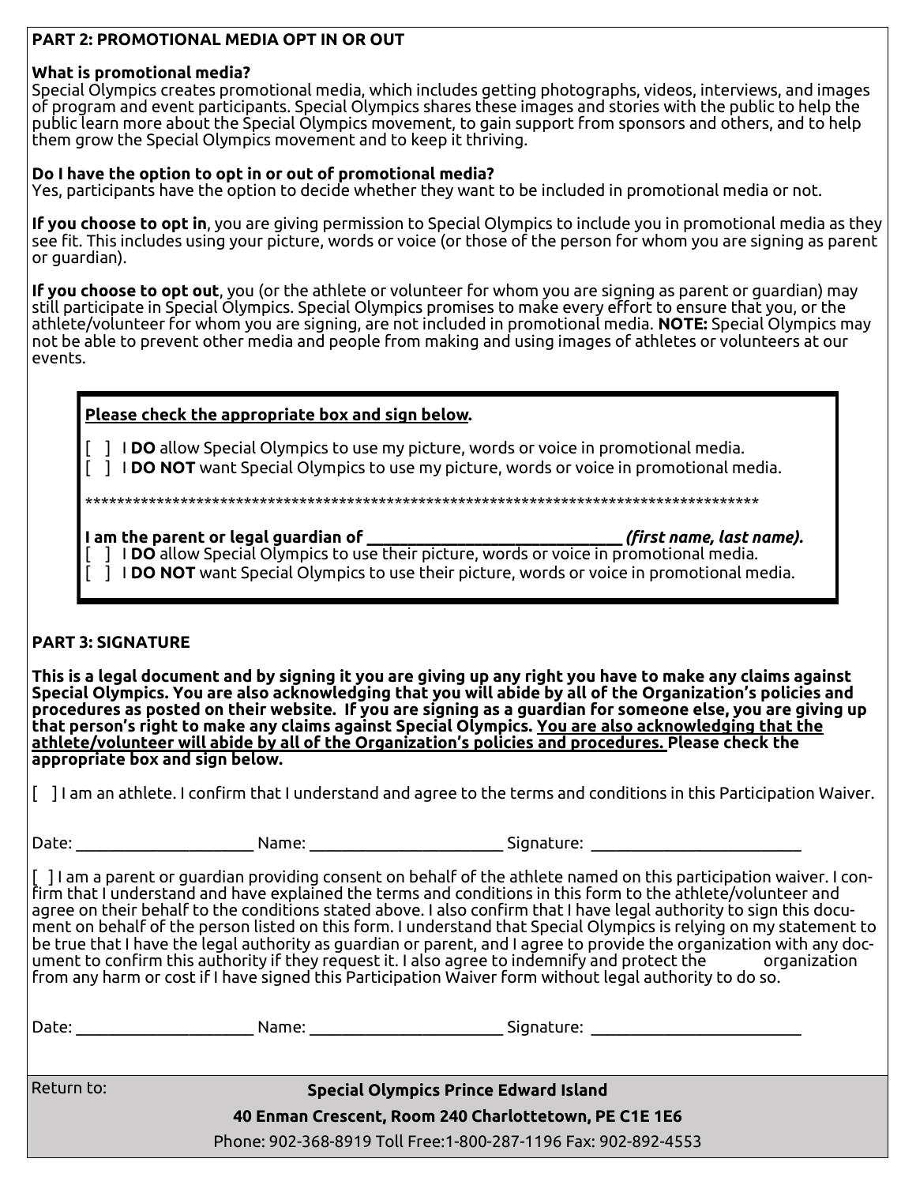## PART 2: PROMOTIONAL MEDIA OPT IN OR OUT

**What is promotional media?**
Special Olympics creates promotional media, which includes getting photographs, videos, interviews, and images of program and event participants. Special Olympics shares these images and stories with the public to help the public learn more about the Special Olympics movement, to gain support from sponsors and others, and to help them grow the Special Olympics movement and to keep it thriving.

**Do I have the option to opt in or out of promotional media?**
Yes, participants have the option to decide whether they want to be included in promotional media or not.

**If you choose to opt in**, you are giving permission to Special Olympics to include you in promotional media as they see fit. This includes using your picture, words or voice (or those of the person for whom you are signing as parent or guardian).

**If you choose to opt out**, you (or the athlete or volunteer for whom you are signing as parent or guardian) may still participate in Special Olympics. Special Olympics promises to make every effort to ensure that you, or the athlete/volunteer for whom you are signing, are not included in promotional media. **NOTE:** Special Olympics may not be able to prevent other media and people from making and using images of athletes or volunteers at our events.

**Please check the appropriate box and sign below.**

[ ] I **DO** allow Special Olympics to use my picture, words or voice in promotional media.
[ ] I **DO NOT** want Special Olympics to use my picture, words or voice in promotional media.

*******************************************************************************************

**I am the parent or legal guardian of \_\_\_\_\_\_\_\_\_\_\_\_\_\_\_\_\_\_\_\_\_\_\_\_\_\_\_\_\_\_ *(first name, last name).***
[ ] I **DO** allow Special Olympics to use their picture, words or voice in promotional media.
[ ] I **DO NOT** want Special Olympics to use their picture, words or voice in promotional media.

## PART 3: SIGNATURE

**This is a legal document and by signing it you are giving up any right you have to make any claims against Special Olympics. You are also acknowledging that you will abide by all of the Organization's policies and procedures as posted on their website. If you are signing as a guardian for someone else, you are giving up that person's right to make any claims against Special Olympics. <u>You are also acknowledging that the athlete/volunteer will abide by all of the Organization's policies and procedures.</u> Please check the appropriate box and sign below.**

[ ] I am an athlete. I confirm that I understand and agree to the terms and conditions in this Participation Waiver.

Date: \_\_\_\_\_\_\_\_\_\_\_\_\_\_\_\_\_\_\_\_ Name: \_\_\_\_\_\_\_\_\_\_\_\_\_\_\_\_\_\_\_\_\_\_ Signature: \_\_\_\_\_\_\_\_\_\_\_\_\_\_\_\_\_\_\_\_\_\_\_\_

[ ] I am a parent or guardian providing consent on behalf of the athlete named on this participation waiver. I confirm that I understand and have explained the terms and conditions in this form to the athlete/volunteer and agree on their behalf to the conditions stated above. I also confirm that I have legal authority to sign this document on behalf of the person listed on this form. I understand that Special Olympics is relying on my statement to be true that I have the legal authority as guardian or parent, and I agree to provide the organization with any document to confirm this authority if they request it. I also agree to indemnify and protect the organization from any harm or cost if I have signed this Participation Waiver form without legal authority to do so.

Date: \_\_\_\_\_\_\_\_\_\_\_\_\_\_\_\_\_\_\_\_ Name: \_\_\_\_\_\_\_\_\_\_\_\_\_\_\_\_\_\_\_\_\_\_ Signature: \_\_\_\_\_\_\_\_\_\_\_\_\_\_\_\_\_\_\_\_\_\_\_\_

Return to:

**Special Olympics Prince Edward Island**

**40 Enman Crescent, Room 240 Charlottetown, PE C1E 1E6**

Phone: 902-368-8919 Toll Free:1-800-287-1196 Fax: 902-892-4553